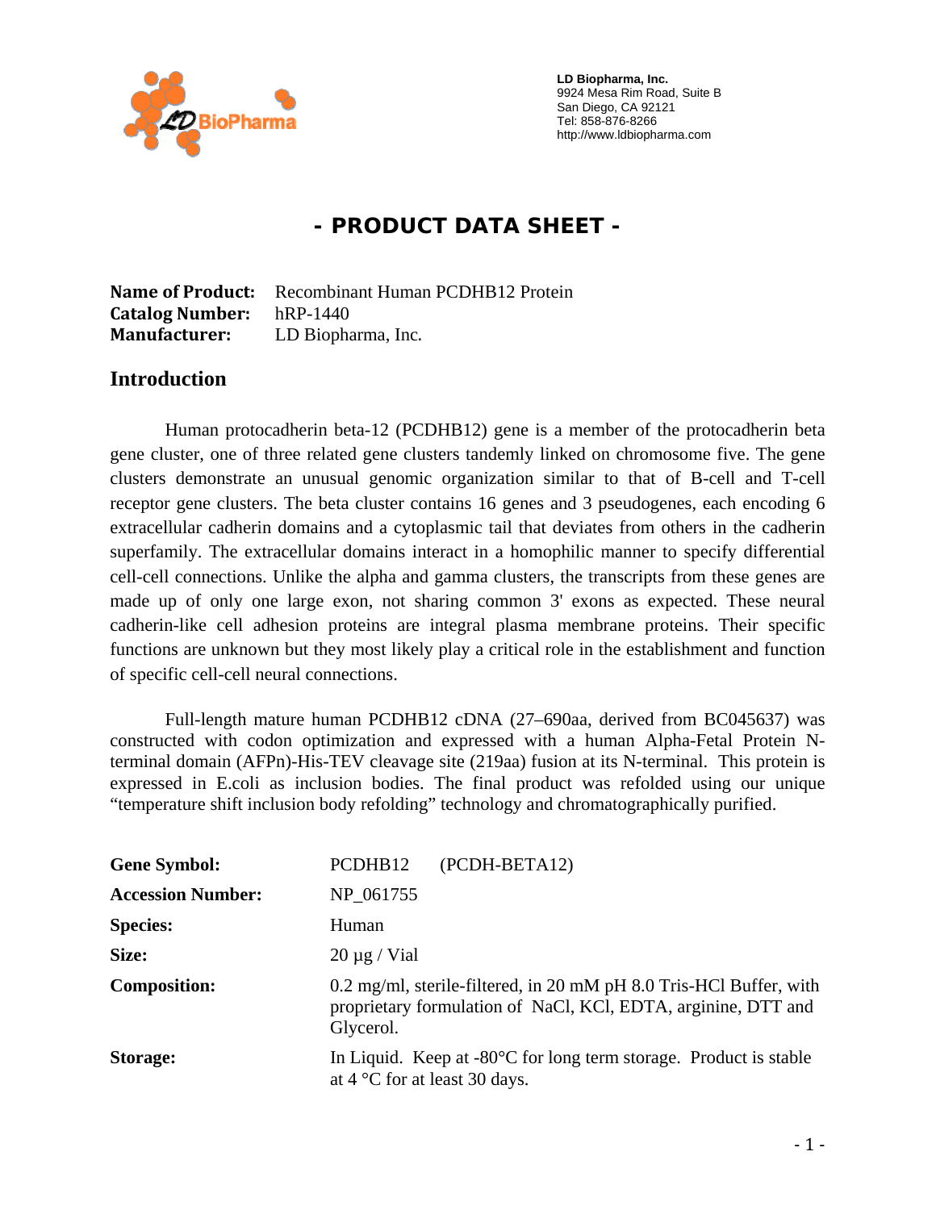LD Biopharma, Inc.
9924 Mesa Rim Road, Suite B
San Diego, CA 92121
Tel: 858-876-8266
http://www.ldbiopharma.com

# - PRODUCT DATA SHEET -

**Name of Product:** Recombinant Human PCDHB12 Protein
**Catalog Number:** hRP-1440
**Manufacturer:** LD Biopharma, Inc.

## Introduction

Human protocadherin beta-12 (PCDHB12) gene is a member of the protocadherin beta gene cluster, one of three related gene clusters tandemly linked on chromosome five. The gene clusters demonstrate an unusual genomic organization similar to that of B-cell and T-cell receptor gene clusters. The beta cluster contains 16 genes and 3 pseudogenes, each encoding 6 extracellular cadherin domains and a cytoplasmic tail that deviates from others in the cadherin superfamily. The extracellular domains interact in a homophilic manner to specify differential cell-cell connections. Unlike the alpha and gamma clusters, the transcripts from these genes are made up of only one large exon, not sharing common 3' exons as expected. These neural cadherin-like cell adhesion proteins are integral plasma membrane proteins. Their specific functions are unknown but they most likely play a critical role in the establishment and function of specific cell-cell neural connections.

Full-length mature human PCDHB12 cDNA (27–690aa, derived from BC045637) was constructed with codon optimization and expressed with a human Alpha-Fetal Protein N-terminal domain (AFPn)-His-TEV cleavage site (219aa) fusion at its N-terminal. This protein is expressed in E.coli as inclusion bodies. The final product was refolded using our unique "temperature shift inclusion body refolding" technology and chromatographically purified.

| | |
|---|---|
| **Gene Symbol:** | PCDHB12 (PCDH-BETA12) |
| **Accession Number:** | NP_061755 |
| **Species:** | Human |
| **Size:** | 20 µg / Vial |
| **Composition:** | 0.2 mg/ml, sterile-filtered, in 20 mM pH 8.0 Tris-HCl Buffer, with proprietary formulation of NaCl, KCl, EDTA, arginine, DTT and Glycerol. |
| **Storage:** | In Liquid. Keep at -80°C for long term storage. Product is stable at 4 °C for at least 30 days. |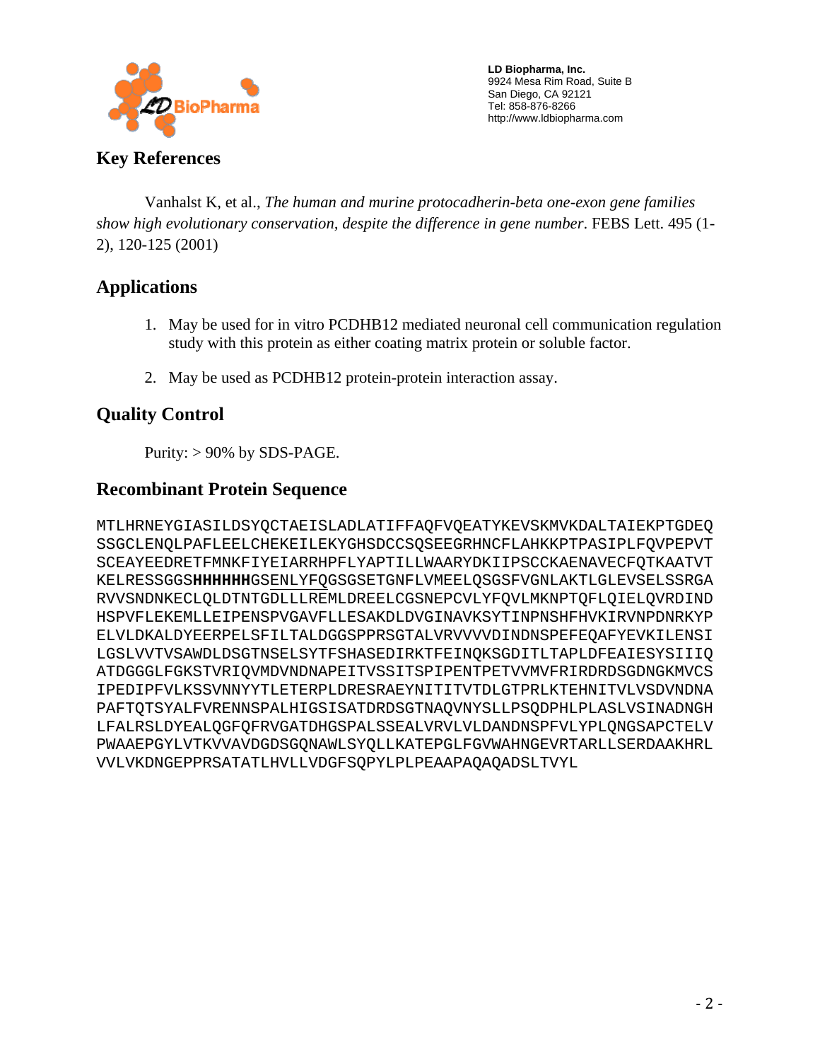LD Biopharma, Inc.
9924 Mesa Rim Road, Suite B
San Diego, CA 92121
Tel: 858-876-8266
http://www.ldbiopharma.com

## Key References

Vanhalst K, et al., *The human and murine protocadherin-beta one-exon gene families show high evolutionary conservation, despite the difference in gene number*. FEBS Lett. 495 (1-2), 120-125 (2001)

## Applications

1. May be used for in vitro PCDHB12 mediated neuronal cell communication regulation study with this protein as either coating matrix protein or soluble factor.

2. May be used as PCDHB12 protein-protein interaction assay.

## Quality Control

Purity: > 90% by SDS-PAGE.

## Recombinant Protein Sequence

```
MTLHRNEYGIASILDSYQCTAEISLADLATIFFAQFVQEATYKEVSKMVKDALTAIEKPTGDEQ
SSGCLENQLPAFLEELCHEKEILEKYGHSDCCSQSEEGRHNCFLAHKKPTPASIPLFQVPEPVT
SCEAYEEDRETFMNKFIYEIARRHPFLYAPTILLWAARYDKIIPSCCKAENAVECFQTKAATVT
KELRESSGGSHHHHHHGSENLYFQGSGSETGNFLVMEELQSGSFVGNLAKTLGLEVSELSSRGA
RVVSNDNKECLQLDTNTGDLLLREMLDREELCGSNEPCVLYFQVLMKNPTQFLQIELQVRDIND
HSPVFLEKEMLLEIPENSPVGAVFLLESAKDLDVGINAVKSYTINPNSHFHVKIRVNPDNRKYP
ELVLDKALDYEERPELSFILTALDGGSPPRSGTALVRVVVVDINDNSPEFEQAFYEVKILENSI
LGSLVVTVSAWDLDSGTNSELSYTFSHASEDIRKTFEINQKSGDITLTAPLDFEAIESYSIIIQ
ATDGGGLFGKSTVRIQVMDVNDNAPEITVSSITSPIPENTPETVVMVFRIRDRDSGDNGKMVCS
IPEDIPFVLKSSVNNYYTLETERPLDRESRAEYNITITVTDLGTPRLKTEHNITVLVSDVNDNA
PAFTQTSYALFVRENNSPALHIGSISATDRDSGTNAQVNYSLLPSQDPHLPLASLVSINADNGH
LFALRSLDYEALQGFQFRVGATDHGSPALSSEALVRVLVLDANDNSPFVLYPLQNGSAPCTELV
PWAAEPGYLVTKVVAVDGDSGQNAWLSYQLLKATEPGLFGVWAHNGEVRTARLLSERDAAKHRL
VVLVKDNGEPPRSATATLHVLLVDGFSQPYLPLPEAAPAQAQADSLTVYL
```